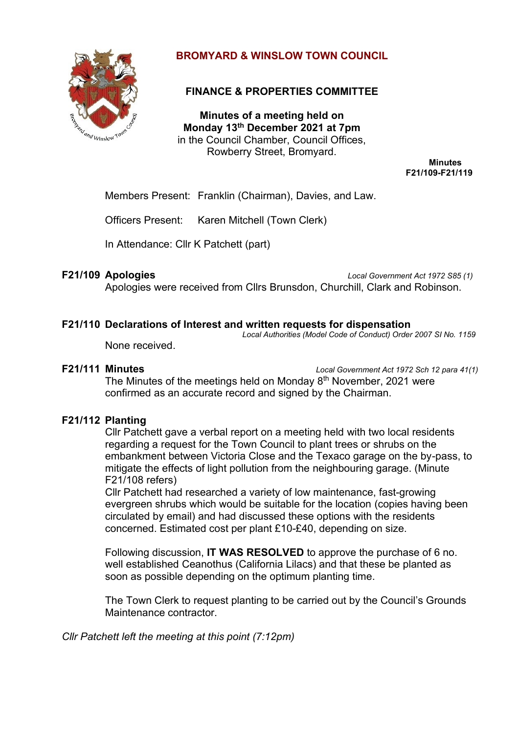# BROMYARD & WINSLOW TOWN COUNCIL

## FINANCE & PROPERTIES COMMITTEE

**Minutes of a meeting held on**
**Monday 13th December 2021 at 7pm**
in the Council Chamber, Council Offices,
Rowberry Street, Bromyard.

**Minutes**
**F21/109-F21/119**

Members Present: Franklin (Chairman), Davies, and Law.

Officers Present: Karen Mitchell (Town Clerk)

In Attendance: Cllr K Patchett (part)

**F21/109 Apologies** *Local Government Act 1972 S85 (1)*

Apologies were received from Cllrs Brunsdon, Churchill, Clark and Robinson.

**F21/110 Declarations of Interest and written requests for dispensation** *Local Authorities (Model Code of Conduct) Order 2007 SI No. 1159*

None received.

**F21/111 Minutes** *Local Government Act 1972 Sch 12 para 41(1)*

The Minutes of the meetings held on Monday 8th November, 2021 were confirmed as an accurate record and signed by the Chairman.

**F21/112 Planting**

Cllr Patchett gave a verbal report on a meeting held with two local residents regarding a request for the Town Council to plant trees or shrubs on the embankment between Victoria Close and the Texaco garage on the by-pass, to mitigate the effects of light pollution from the neighbouring garage. (Minute F21/108 refers)

Cllr Patchett had researched a variety of low maintenance, fast-growing evergreen shrubs which would be suitable for the location (copies having been circulated by email) and had discussed these options with the residents concerned. Estimated cost per plant £10-£40, depending on size.

Following discussion, **IT WAS RESOLVED** to approve the purchase of 6 no. well established Ceanothus (California Lilacs) and that these be planted as soon as possible depending on the optimum planting time.

The Town Clerk to request planting to be carried out by the Council's Grounds Maintenance contractor.

*Cllr Patchett left the meeting at this point (7:12pm)*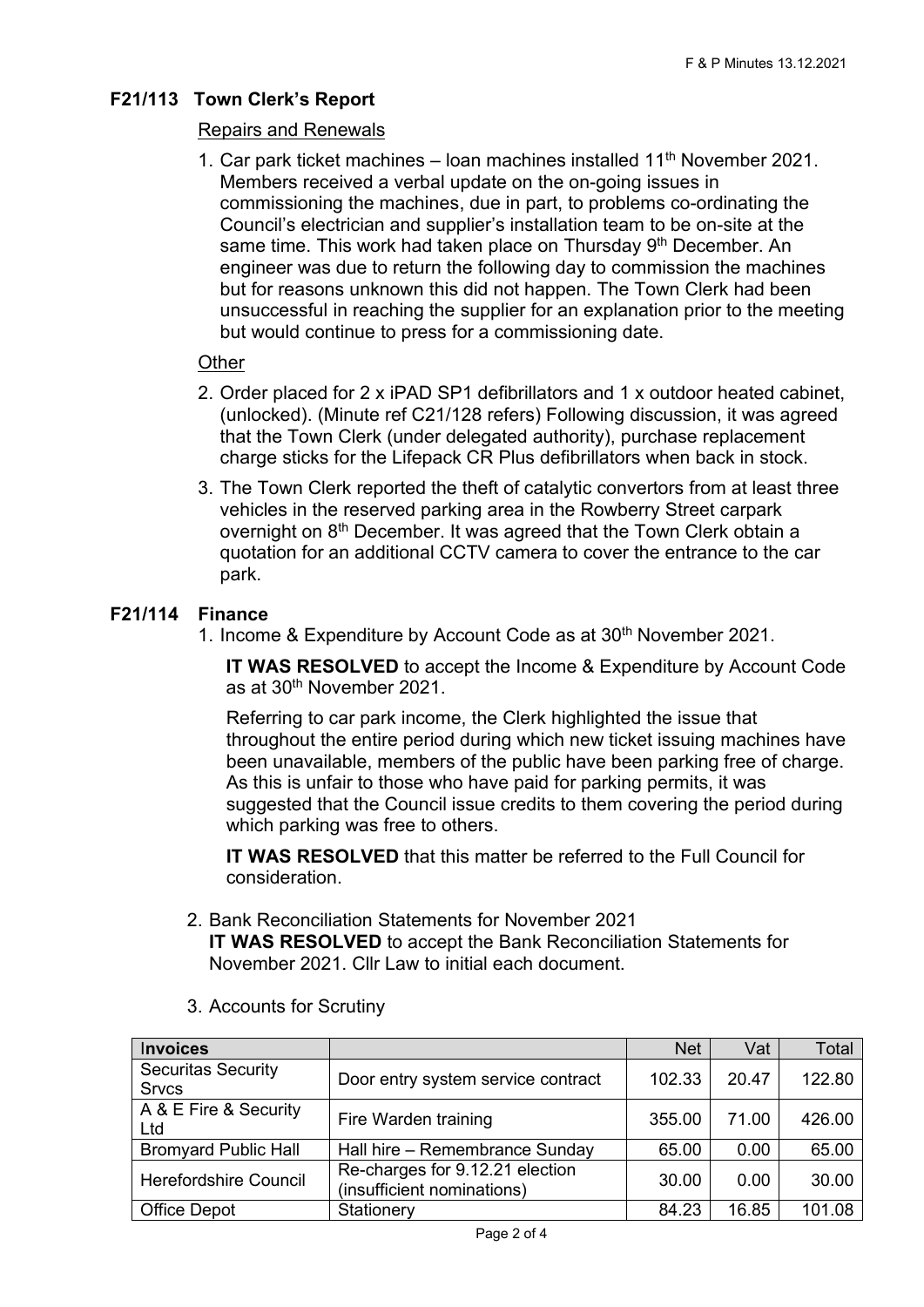## F21/113 Town Clerk's Report

Repairs and Renewals

1. Car park ticket machines – loan machines installed 11th November 2021. Members received a verbal update on the on-going issues in commissioning the machines, due in part, to problems co-ordinating the Council's electrician and supplier's installation team to be on-site at the same time. This work had taken place on Thursday 9th December. An engineer was due to return the following day to commission the machines but for reasons unknown this did not happen. The Town Clerk had been unsuccessful in reaching the supplier for an explanation prior to the meeting but would continue to press for a commissioning date.

Other

2. Order placed for 2 x iPAD SP1 defibrillators and 1 x outdoor heated cabinet, (unlocked). (Minute ref C21/128 refers) Following discussion, it was agreed that the Town Clerk (under delegated authority), purchase replacement charge sticks for the Lifepack CR Plus defibrillators when back in stock.
3. The Town Clerk reported the theft of catalytic convertors from at least three vehicles in the reserved parking area in the Rowberry Street carpark overnight on 8th December. It was agreed that the Town Clerk obtain a quotation for an additional CCTV camera to cover the entrance to the car park.

## F21/114 Finance

1. Income & Expenditure by Account Code as at 30th November 2021.

   **IT WAS RESOLVED** to accept the Income & Expenditure by Account Code as at 30th November 2021.

   Referring to car park income, the Clerk highlighted the issue that throughout the entire period during which new ticket issuing machines have been unavailable, members of the public have been parking free of charge. As this is unfair to those who have paid for parking permits, it was suggested that the Council issue credits to them covering the period during which parking was free to others.

   **IT WAS RESOLVED** that this matter be referred to the Full Council for consideration.

2. Bank Reconciliation Statements for November 2021
   **IT WAS RESOLVED** to accept the Bank Reconciliation Statements for November 2021. Cllr Law to initial each document.

3. Accounts for Scrutiny

| Invoices | | Net | Vat | Total |
|---|---|---|---|---|
| Securitas Security Srvcs | Door entry system service contract | 102.33 | 20.47 | 122.80 |
| A & E Fire & Security Ltd | Fire Warden training | 355.00 | 71.00 | 426.00 |
| Bromyard Public Hall | Hall hire – Remembrance Sunday | 65.00 | 0.00 | 65.00 |
| Herefordshire Council | Re-charges for 9.12.21 election (insufficient nominations) | 30.00 | 0.00 | 30.00 |
| Office Depot | Stationery | 84.23 | 16.85 | 101.08 |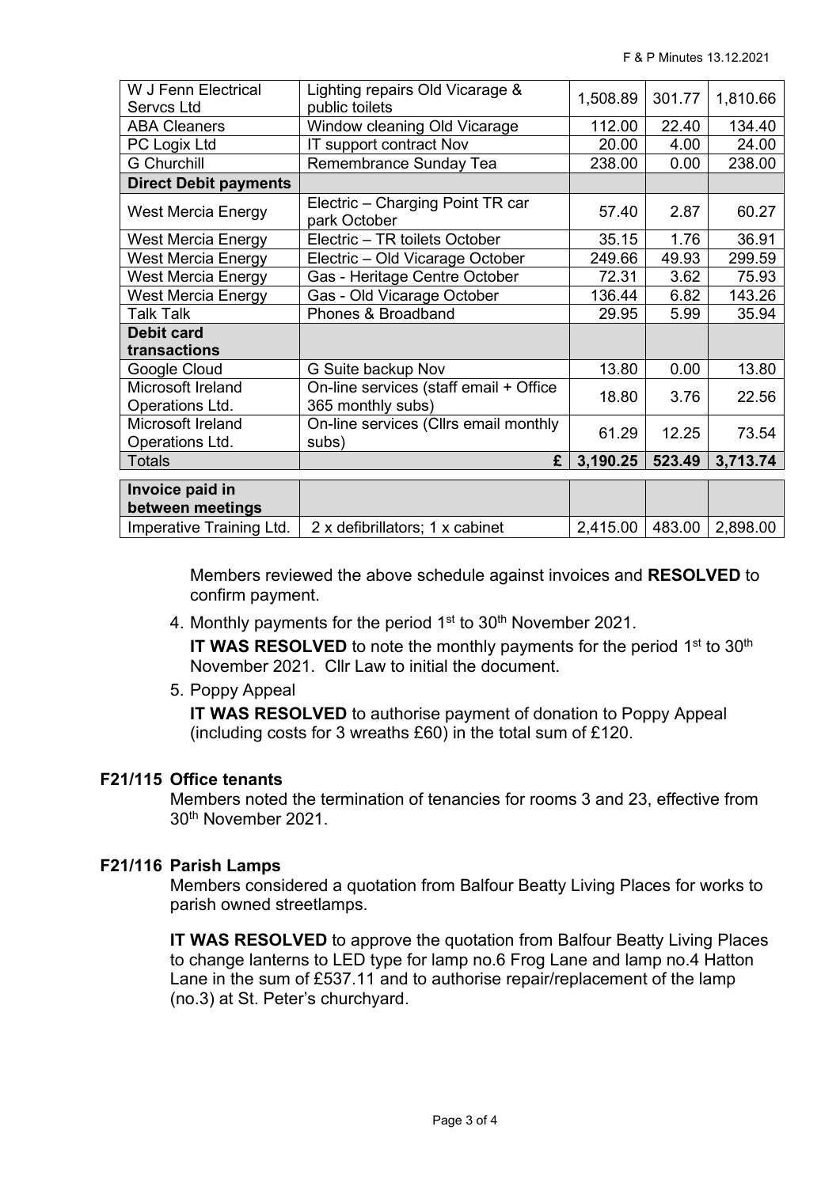| | | | | |
|---|---|---|---|---|
| W J Fenn Electrical Servcs Ltd | Lighting repairs Old Vicarage & public toilets | 1,508.89 | 301.77 | 1,810.66 |
| ABA Cleaners | Window cleaning Old Vicarage | 112.00 | 22.40 | 134.40 |
| PC Logix Ltd | IT support contract Nov | 20.00 | 4.00 | 24.00 |
| G Churchill | Remembrance Sunday Tea | 238.00 | 0.00 | 238.00 |
| **Direct Debit payments** | | | | |
| West Mercia Energy | Electric – Charging Point TR car park October | 57.40 | 2.87 | 60.27 |
| West Mercia Energy | Electric – TR toilets October | 35.15 | 1.76 | 36.91 |
| West Mercia Energy | Electric – Old Vicarage October | 249.66 | 49.93 | 299.59 |
| West Mercia Energy | Gas - Heritage Centre October | 72.31 | 3.62 | 75.93 |
| West Mercia Energy | Gas - Old Vicarage October | 136.44 | 6.82 | 143.26 |
| Talk Talk | Phones & Broadband | 29.95 | 5.99 | 35.94 |
| **Debit card transactions** | | | | |
| Google Cloud | G Suite backup Nov | 13.80 | 0.00 | 13.80 |
| Microsoft Ireland Operations Ltd. | On-line services (staff email + Office 365 monthly subs) | 18.80 | 3.76 | 22.56 |
| Microsoft Ireland Operations Ltd. | On-line services (Cllrs email monthly subs) | 61.29 | 12.25 | 73.54 |
| Totals | **£** | **3,190.25** | **523.49** | **3,713.74** |

| | | | | |
|---|---|---|---|---|
| **Invoice paid in between meetings** | | | | |
| Imperative Training Ltd. | 2 x defibrillators; 1 x cabinet | 2,415.00 | 483.00 | 2,898.00 |

Members reviewed the above schedule against invoices and **RESOLVED** to confirm payment.

4. Monthly payments for the period 1st to 30th November 2021.

   **IT WAS RESOLVED** to note the monthly payments for the period 1st to 30th November 2021. Cllr Law to initial the document.

5. Poppy Appeal

   **IT WAS RESOLVED** to authorise payment of donation to Poppy Appeal (including costs for 3 wreaths £60) in the total sum of £120.

### F21/115 Office tenants

Members noted the termination of tenancies for rooms 3 and 23, effective from 30th November 2021.

### F21/116 Parish Lamps

Members considered a quotation from Balfour Beatty Living Places for works to parish owned streetlamps.

**IT WAS RESOLVED** to approve the quotation from Balfour Beatty Living Places to change lanterns to LED type for lamp no.6 Frog Lane and lamp no.4 Hatton Lane in the sum of £537.11 and to authorise repair/replacement of the lamp (no.3) at St. Peter's churchyard.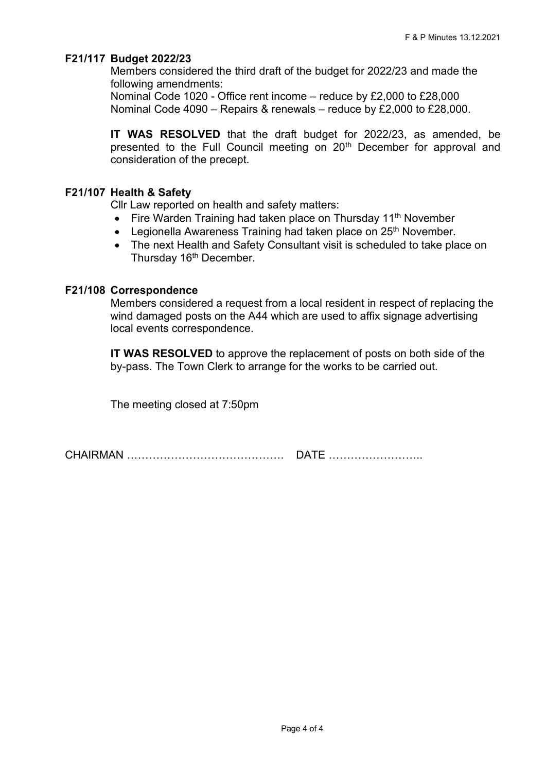**F21/117 Budget 2022/23**

Members considered the third draft of the budget for 2022/23 and made the following amendments:

Nominal Code 1020 - Office rent income – reduce by £2,000 to £28,000
Nominal Code 4090 – Repairs & renewals – reduce by £2,000 to £28,000.

**IT WAS RESOLVED** that the draft budget for 2022/23, as amended, be presented to the Full Council meeting on 20th December for approval and consideration of the precept.

**F21/107 Health & Safety**

Cllr Law reported on health and safety matters:

- Fire Warden Training had taken place on Thursday 11th November
- Legionella Awareness Training had taken place on 25th November.
- The next Health and Safety Consultant visit is scheduled to take place on Thursday 16th December.

**F21/108 Correspondence**

Members considered a request from a local resident in respect of replacing the wind damaged posts on the A44 which are used to affix signage advertising local events correspondence.

**IT WAS RESOLVED** to approve the replacement of posts on both side of the by-pass. The Town Clerk to arrange for the works to be carried out.

The meeting closed at 7:50pm

CHAIRMAN ……………………………………. DATE ……………………..